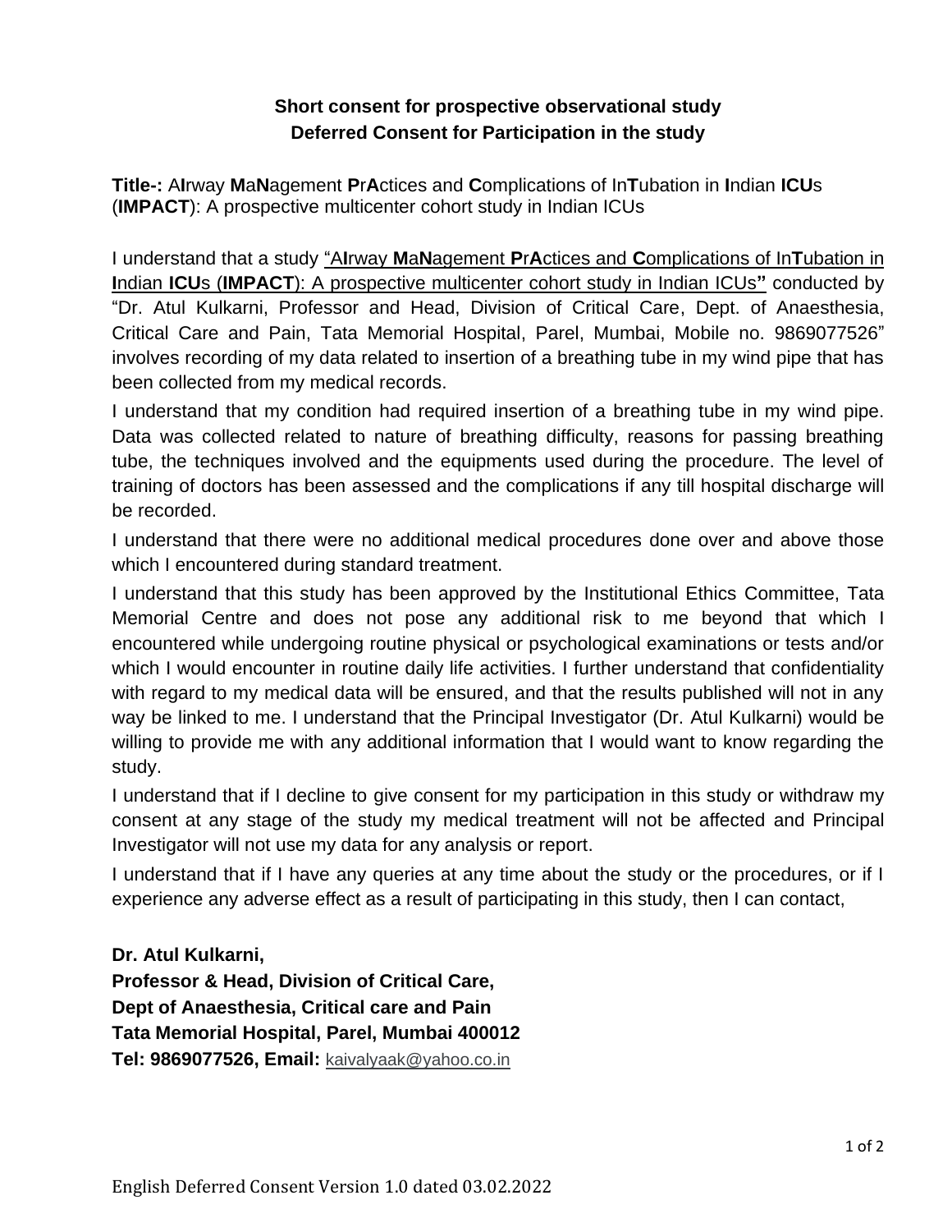**Short consent for prospective observational study**

**Deferred Consent for Participation in the study**

**Title-:** A**I**rway **M**a**N**agement **P**r**A**ctices and **C**omplications of In**T**ubation in **I**ndian **ICU**s (**IMPACT**): A prospective multicenter cohort study in Indian ICUs

I understand that a study "A**I**rway **M**a**N**agement **P**r**A**ctices and **C**omplications of In**T**ubation in **I**ndian **ICU**s (**IMPACT**): A prospective multicenter cohort study in Indian ICUs**"** conducted by "Dr. Atul Kulkarni, Professor and Head, Division of Critical Care, Dept. of Anaesthesia, Critical Care and Pain, Tata Memorial Hospital, Parel, Mumbai, Mobile no. 9869077526" involves recording of my data related to insertion of a breathing tube in my wind pipe that has been collected from my medical records.

I understand that my condition had required insertion of a breathing tube in my wind pipe. Data was collected related to nature of breathing difficulty, reasons for passing breathing tube, the techniques involved and the equipments used during the procedure. The level of training of doctors has been assessed and the complications if any till hospital discharge will be recorded.

I understand that there were no additional medical procedures done over and above those which I encountered during standard treatment.

I understand that this study has been approved by the Institutional Ethics Committee, Tata Memorial Centre and does not pose any additional risk to me beyond that which I encountered while undergoing routine physical or psychological examinations or tests and/or which I would encounter in routine daily life activities. I further understand that confidentiality with regard to my medical data will be ensured, and that the results published will not in any way be linked to me. I understand that the Principal Investigator (Dr. Atul Kulkarni) would be willing to provide me with any additional information that I would want to know regarding the study.

I understand that if I decline to give consent for my participation in this study or withdraw my consent at any stage of the study my medical treatment will not be affected and Principal Investigator will not use my data for any analysis or report.

I understand that if I have any queries at any time about the study or the procedures, or if I experience any adverse effect as a result of participating in this study, then I can contact,

**Dr. Atul Kulkarni,**
**Professor & Head, Division of Critical Care,**
**Dept of Anaesthesia, Critical care and Pain**
**Tata Memorial Hospital, Parel, Mumbai 400012**
**Tel: 9869077526, Email:** kaivalyaak@yahoo.co.in

English Deferred Consent Version 1.0 dated 03.02.2022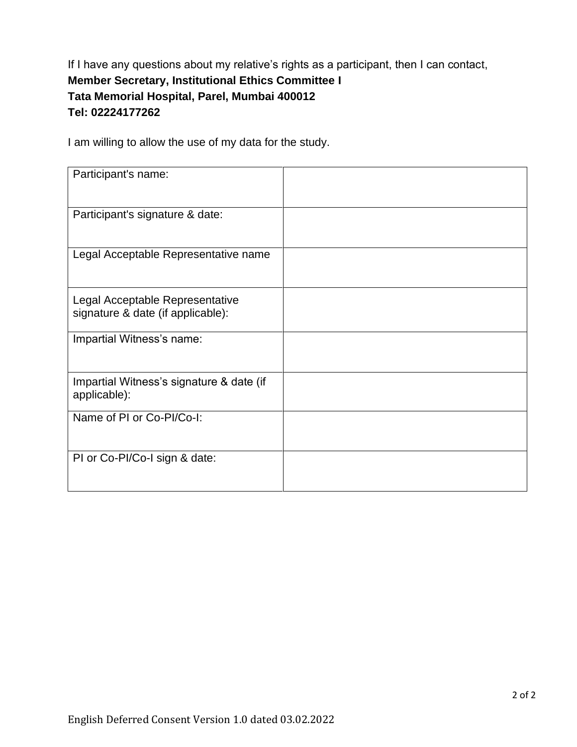If I have any questions about my relative's rights as a participant, then I can contact,
**Member Secretary, Institutional Ethics Committee I**
**Tata Memorial Hospital, Parel, Mumbai 400012**
**Tel: 02224177262**

I am willing to allow the use of my data for the study.

| | |
|---|---|
| Participant's name: | |
| Participant's signature & date: | |
| Legal Acceptable Representative name | |
| Legal Acceptable Representative signature & date (if applicable): | |
| Impartial Witness's name: | |
| Impartial Witness's signature & date (if applicable): | |
| Name of PI or Co-PI/Co-I: | |
| PI or Co-PI/Co-I sign & date: | |

English Deferred Consent Version 1.0 dated 03.02.2022